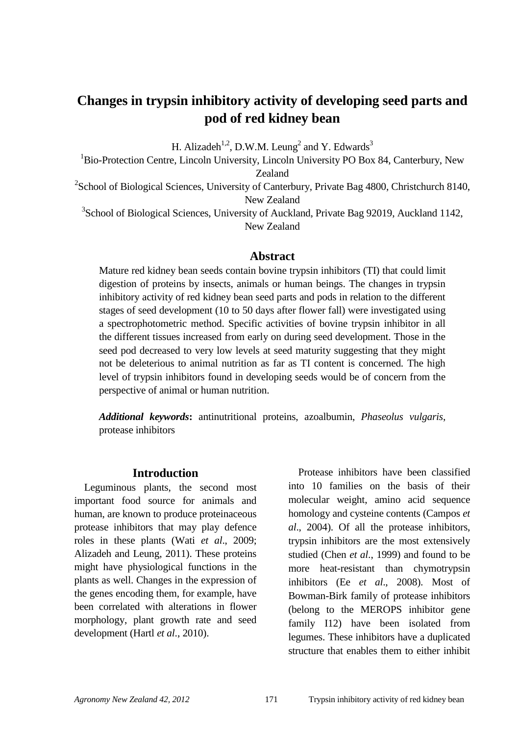# Changes in trypsin inhibitory activity of developing seed parts and pod of red kidney bean

H. Alizadeh[1,2], D.W.M. Leung[2] and Y. Edwards[3]

[1]Bio-Protection Centre, Lincoln University, Lincoln University PO Box 84, Canterbury, New Zealand

[2]School of Biological Sciences, University of Canterbury, Private Bag 4800, Christchurch 8140, New Zealand

[3]School of Biological Sciences, University of Auckland, Private Bag 92019, Auckland 1142, New Zealand

## Abstract

Mature red kidney bean seeds contain bovine trypsin inhibitors (TI) that could limit digestion of proteins by insects, animals or human beings. The changes in trypsin inhibitory activity of red kidney bean seed parts and pods in relation to the different stages of seed development (10 to 50 days after flower fall) were investigated using a spectrophotometric method. Specific activities of bovine trypsin inhibitor in all the different tissues increased from early on during seed development. Those in the seed pod decreased to very low levels at seed maturity suggesting that they might not be deleterious to animal nutrition as far as TI content is concerned. The high level of trypsin inhibitors found in developing seeds would be of concern from the perspective of animal or human nutrition.

***Additional keywords*:** antinutritional proteins, azoalbumin, *Phaseolus vulgaris*, protease inhibitors

## Introduction

Leguminous plants, the second most important food source for animals and human, are known to produce proteinaceous protease inhibitors that may play defence roles in these plants (Wati *et al*., 2009; Alizadeh and Leung, 2011). These proteins might have physiological functions in the plants as well. Changes in the expression of the genes encoding them, for example, have been correlated with alterations in flower morphology, plant growth rate and seed development (Hartl *et al*., 2010).

Protease inhibitors have been classified into 10 families on the basis of their molecular weight, amino acid sequence homology and cysteine contents (Campos *et al*., 2004). Of all the protease inhibitors, trypsin inhibitors are the most extensively studied (Chen *et al*., 1999) and found to be more heat-resistant than chymotrypsin inhibitors (Ee *et al*., 2008). Most of Bowman-Birk family of protease inhibitors (belong to the MEROPS inhibitor gene family I12) have been isolated from legumes. These inhibitors have a duplicated structure that enables them to either inhibit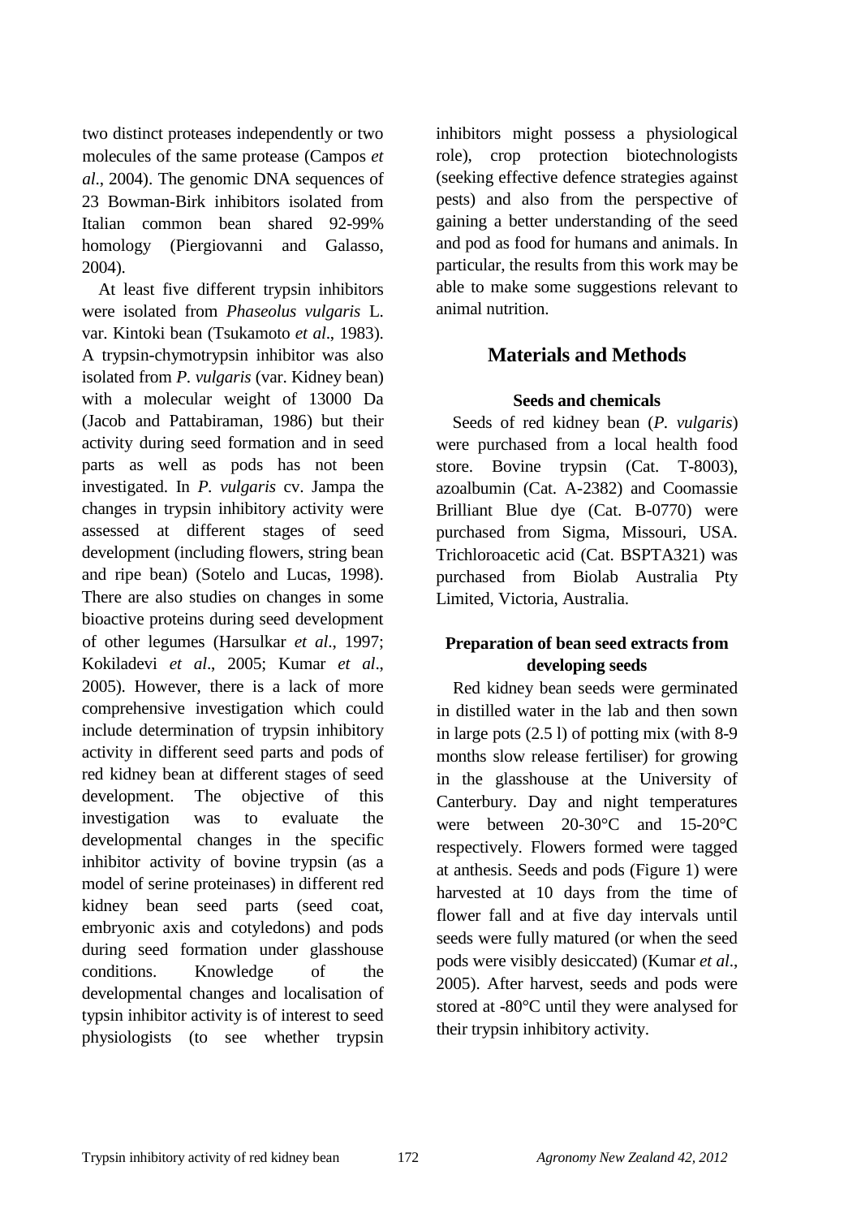two distinct proteases independently or two molecules of the same protease (Campos *et al*., 2004). The genomic DNA sequences of 23 Bowman-Birk inhibitors isolated from Italian common bean shared 92-99% homology (Piergiovanni and Galasso, 2004).

At least five different trypsin inhibitors were isolated from *Phaseolus vulgaris* L. var. Kintoki bean (Tsukamoto *et al*., 1983). A trypsin-chymotrypsin inhibitor was also isolated from *P. vulgaris* (var. Kidney bean) with a molecular weight of 13000 Da (Jacob and Pattabiraman, 1986) but their activity during seed formation and in seed parts as well as pods has not been investigated. In *P. vulgaris* cv. Jampa the changes in trypsin inhibitory activity were assessed at different stages of seed development (including flowers, string bean and ripe bean) (Sotelo and Lucas, 1998). There are also studies on changes in some bioactive proteins during seed development of other legumes (Harsulkar *et al*., 1997; Kokiladevi *et al*., 2005; Kumar *et al*., 2005). However, there is a lack of more comprehensive investigation which could include determination of trypsin inhibitory activity in different seed parts and pods of red kidney bean at different stages of seed development. The objective of this investigation was to evaluate the developmental changes in the specific inhibitor activity of bovine trypsin (as a model of serine proteinases) in different red kidney bean seed parts (seed coat, embryonic axis and cotyledons) and pods during seed formation under glasshouse conditions. Knowledge of the developmental changes and localisation of typsin inhibitor activity is of interest to seed physiologists (to see whether trypsin inhibitors might possess a physiological role), crop protection biotechnologists (seeking effective defence strategies against pests) and also from the perspective of gaining a better understanding of the seed and pod as food for humans and animals. In particular, the results from this work may be able to make some suggestions relevant to animal nutrition.

## Materials and Methods

### Seeds and chemicals

Seeds of red kidney bean (*P. vulgaris*) were purchased from a local health food store. Bovine trypsin (Cat. T-8003), azoalbumin (Cat. A-2382) and Coomassie Brilliant Blue dye (Cat. B-0770) were purchased from Sigma, Missouri, USA. Trichloroacetic acid (Cat. BSPTA321) was purchased from Biolab Australia Pty Limited, Victoria, Australia.

### Preparation of bean seed extracts from developing seeds

Red kidney bean seeds were germinated in distilled water in the lab and then sown in large pots (2.5 l) of potting mix (with 8-9 months slow release fertiliser) for growing in the glasshouse at the University of Canterbury. Day and night temperatures were between 20-30°C and 15-20°C respectively. Flowers formed were tagged at anthesis. Seeds and pods (Figure 1) were harvested at 10 days from the time of flower fall and at five day intervals until seeds were fully matured (or when the seed pods were visibly desiccated) (Kumar *et al.*, 2005). After harvest, seeds and pods were stored at -80°C until they were analysed for their trypsin inhibitory activity.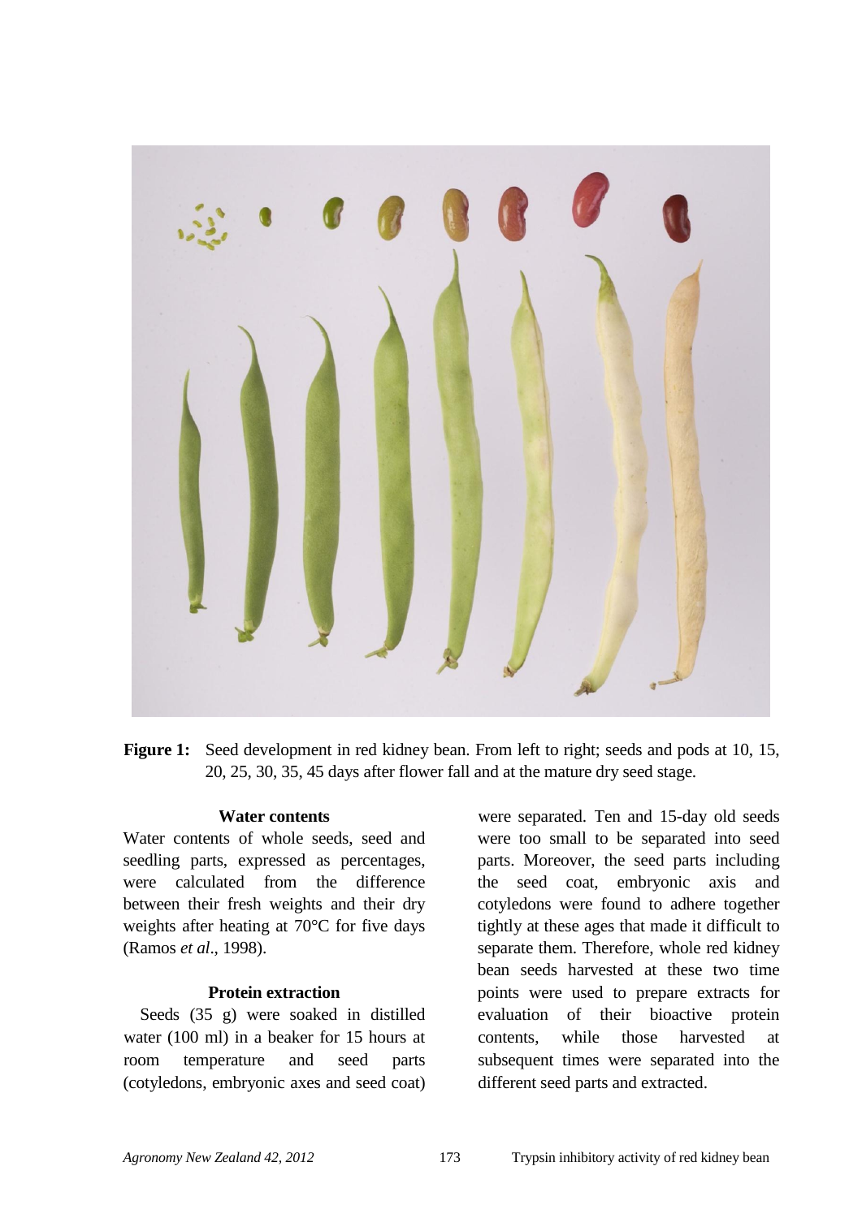**Figure 1:** Seed development in red kidney bean. From left to right; seeds and pods at 10, 15, 20, 25, 30, 35, 45 days after flower fall and at the mature dry seed stage.

### Water contents

Water contents of whole seeds, seed and seedling parts, expressed as percentages, were calculated from the difference between their fresh weights and their dry weights after heating at 70°C for five days (Ramos *et al*., 1998).

### Protein extraction

Seeds (35 g) were soaked in distilled water (100 ml) in a beaker for 15 hours at room temperature and seed parts (cotyledons, embryonic axes and seed coat) were separated. Ten and 15-day old seeds were too small to be separated into seed parts. Moreover, the seed parts including the seed coat, embryonic axis and cotyledons were found to adhere together tightly at these ages that made it difficult to separate them. Therefore, whole red kidney bean seeds harvested at these two time points were used to prepare extracts for evaluation of their bioactive protein contents, while those harvested at subsequent times were separated into the different seed parts and extracted.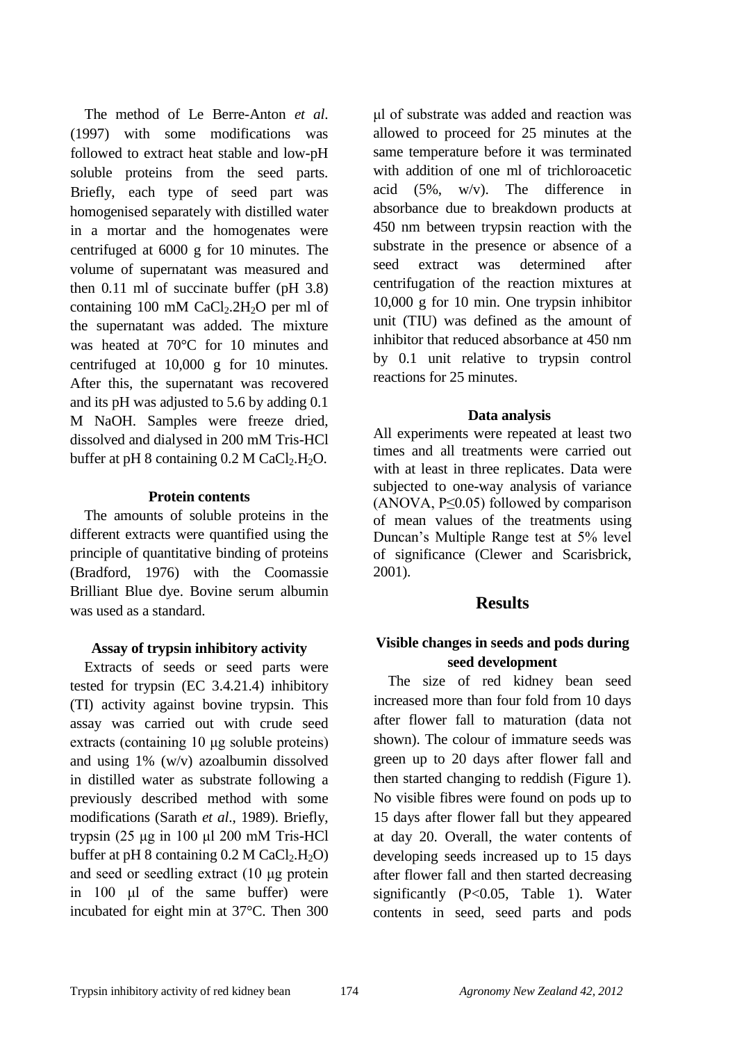The method of Le Berre-Anton *et al*. (1997) with some modifications was followed to extract heat stable and low-pH soluble proteins from the seed parts. Briefly, each type of seed part was homogenised separately with distilled water in a mortar and the homogenates were centrifuged at 6000 g for 10 minutes. The volume of supernatant was measured and then 0.11 ml of succinate buffer (pH 3.8) containing 100 mM $CaCl_2.2H_2O$ per ml of the supernatant was added. The mixture was heated at 70°C for 10 minutes and centrifuged at 10,000 g for 10 minutes. After this, the supernatant was recovered and its pH was adjusted to 5.6 by adding 0.1 M NaOH. Samples were freeze dried, dissolved and dialysed in 200 mM Tris-HCl buffer at pH 8 containing 0.2 M $CaCl_2.H_2O$.

### Protein contents

The amounts of soluble proteins in the different extracts were quantified using the principle of quantitative binding of proteins (Bradford, 1976) with the Coomassie Brilliant Blue dye. Bovine serum albumin was used as a standard.

### Assay of trypsin inhibitory activity

Extracts of seeds or seed parts were tested for trypsin (EC 3.4.21.4) inhibitory (TI) activity against bovine trypsin. This assay was carried out with crude seed extracts (containing 10 μg soluble proteins) and using 1% (w/v) azoalbumin dissolved in distilled water as substrate following a previously described method with some modifications (Sarath *et al*., 1989). Briefly, trypsin (25 μg in 100 μl 200 mM Tris-HCl buffer at pH 8 containing 0.2 M $CaCl_2.H_2O$) and seed or seedling extract (10 μg protein in 100 μl of the same buffer) were incubated for eight min at 37°C. Then 300 μl of substrate was added and reaction was allowed to proceed for 25 minutes at the same temperature before it was terminated with addition of one ml of trichloroacetic acid (5%, w/v). The difference in absorbance due to breakdown products at 450 nm between trypsin reaction with the substrate in the presence or absence of a seed extract was determined after centrifugation of the reaction mixtures at 10,000 g for 10 min. One trypsin inhibitor unit (TIU) was defined as the amount of inhibitor that reduced absorbance at 450 nm by 0.1 unit relative to trypsin control reactions for 25 minutes.

### Data analysis

All experiments were repeated at least two times and all treatments were carried out with at least in three replicates. Data were subjected to one-way analysis of variance (ANOVA, $P \leq 0.05$) followed by comparison of mean values of the treatments using Duncan's Multiple Range test at 5% level of significance (Clewer and Scarisbrick, 2001).

## Results

### Visible changes in seeds and pods during seed development

The size of red kidney bean seed increased more than four fold from 10 days after flower fall to maturation (data not shown). The colour of immature seeds was green up to 20 days after flower fall and then started changing to reddish (Figure 1). No visible fibres were found on pods up to 15 days after flower fall but they appeared at day 20. Overall, the water contents of developing seeds increased up to 15 days after flower fall and then started decreasing significantly ($P<0.05$, Table 1). Water contents in seed, seed parts and pods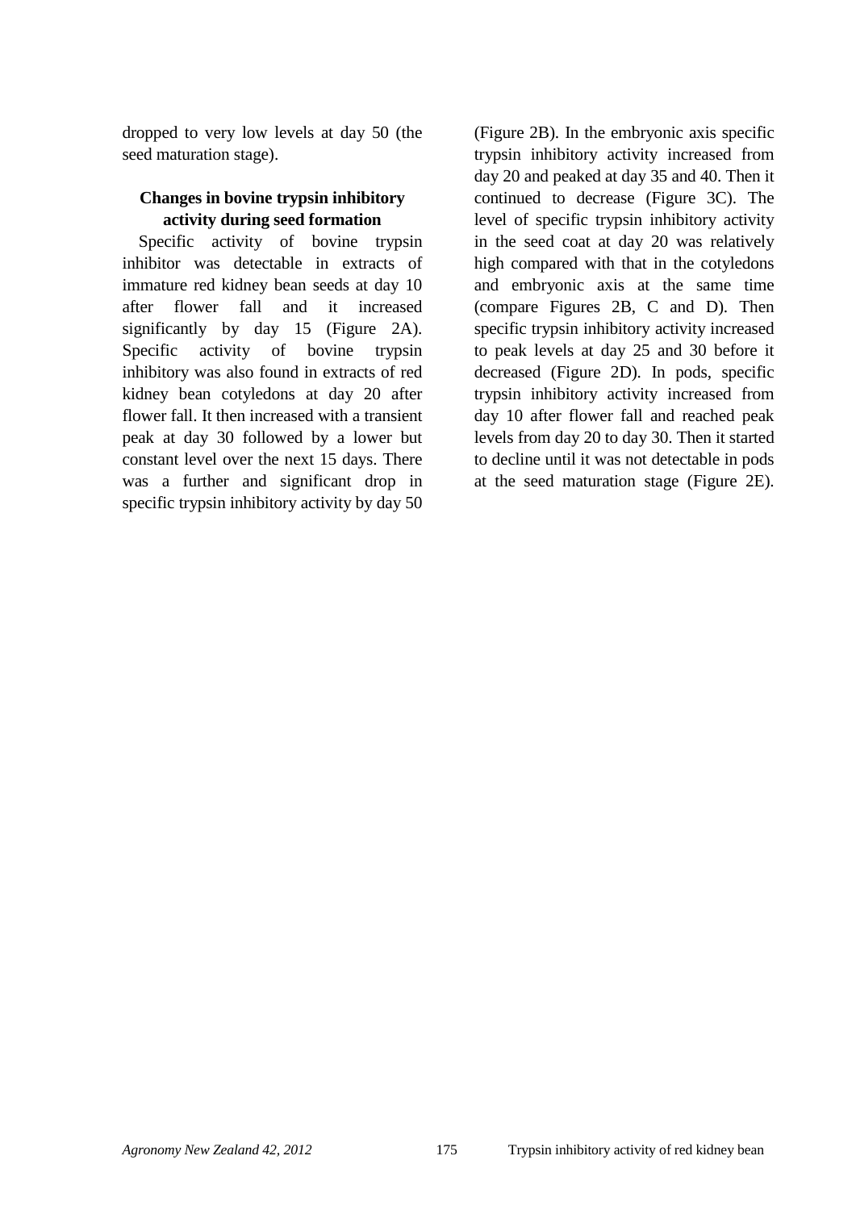dropped to very low levels at day 50 (the seed maturation stage).

### Changes in bovine trypsin inhibitory activity during seed formation

Specific activity of bovine trypsin inhibitor was detectable in extracts of immature red kidney bean seeds at day 10 after flower fall and it increased significantly by day 15 (Figure 2A). Specific activity of bovine trypsin inhibitory was also found in extracts of red kidney bean cotyledons at day 20 after flower fall. It then increased with a transient peak at day 30 followed by a lower but constant level over the next 15 days. There was a further and significant drop in specific trypsin inhibitory activity by day 50 (Figure 2B). In the embryonic axis specific trypsin inhibitory activity increased from day 20 and peaked at day 35 and 40. Then it continued to decrease (Figure 3C). The level of specific trypsin inhibitory activity in the seed coat at day 20 was relatively high compared with that in the cotyledons and embryonic axis at the same time (compare Figures 2B, C and D). Then specific trypsin inhibitory activity increased to peak levels at day 25 and 30 before it decreased (Figure 2D). In pods, specific trypsin inhibitory activity increased from day 10 after flower fall and reached peak levels from day 20 to day 30. Then it started to decline until it was not detectable in pods at the seed maturation stage (Figure 2E).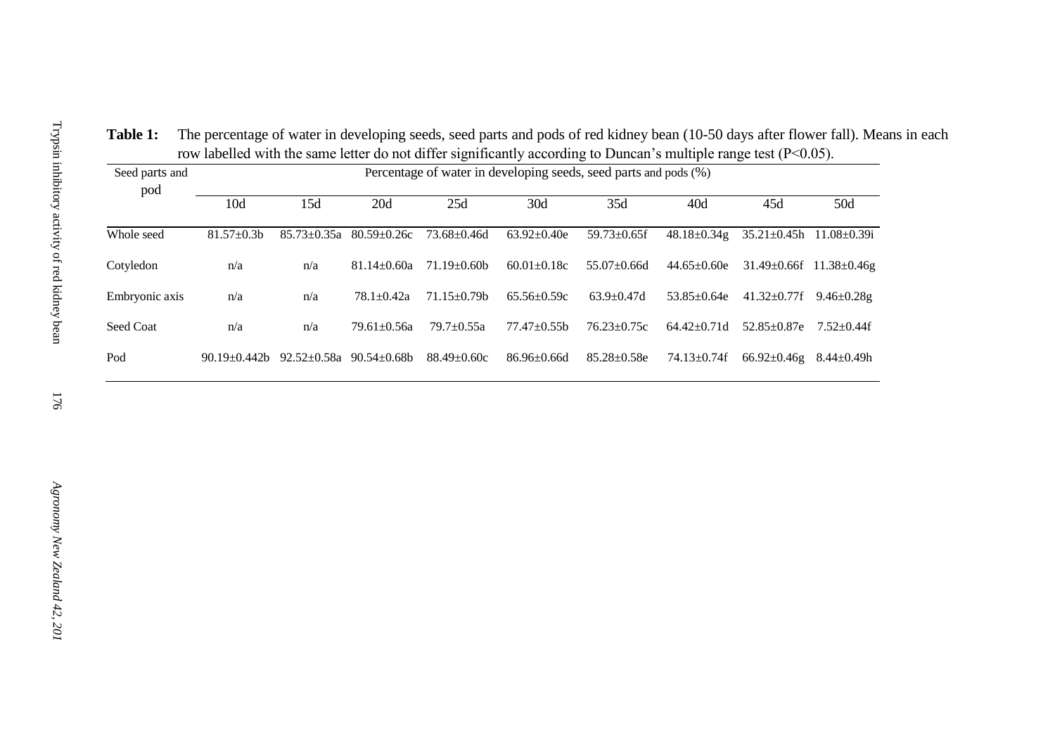**Table 1:** The percentage of water in developing seeds, seed parts and pods of red kidney bean (10-50 days after flower fall). Means in each row labelled with the same letter do not differ significantly according to Duncan's multiple range test (P<0.05).

| Seed parts and pod | Percentage of water in developing seeds, seed parts and pods (%) | | | | | | | | |
|---|---|---|---|---|---|---|---|---|---|
| | 10d | 15d | 20d | 25d | 30d | 35d | 40d | 45d | 50d |
| Whole seed | 81.57±0.3b | 85.73±0.35a | 80.59±0.26c | 73.68±0.46d | 63.92±0.40e | 59.73±0.65f | 48.18±0.34g | 35.21±0.45h | 11.08±0.39i |
| Cotyledon | n/a | n/a | 81.14±0.60a | 71.19±0.60b | 60.01±0.18c | 55.07±0.66d | 44.65±0.60e | 31.49±0.66f | 11.38±0.46g |
| Embryonic axis | n/a | n/a | 78.1±0.42a | 71.15±0.79b | 65.56±0.59c | 63.9±0.47d | 53.85±0.64e | 41.32±0.77f | 9.46±0.28g |
| Seed Coat | n/a | n/a | 79.61±0.56a | 79.7±0.55a | 77.47±0.55b | 76.23±0.75c | 64.42±0.71d | 52.85±0.87e | 7.52±0.44f |
| Pod | 90.19±0.442b | 92.52±0.58a | 90.54±0.68b | 88.49±0.60c | 86.96±0.66d | 85.28±0.58e | 74.13±0.74f | 66.92±0.46g | 8.44±0.49h |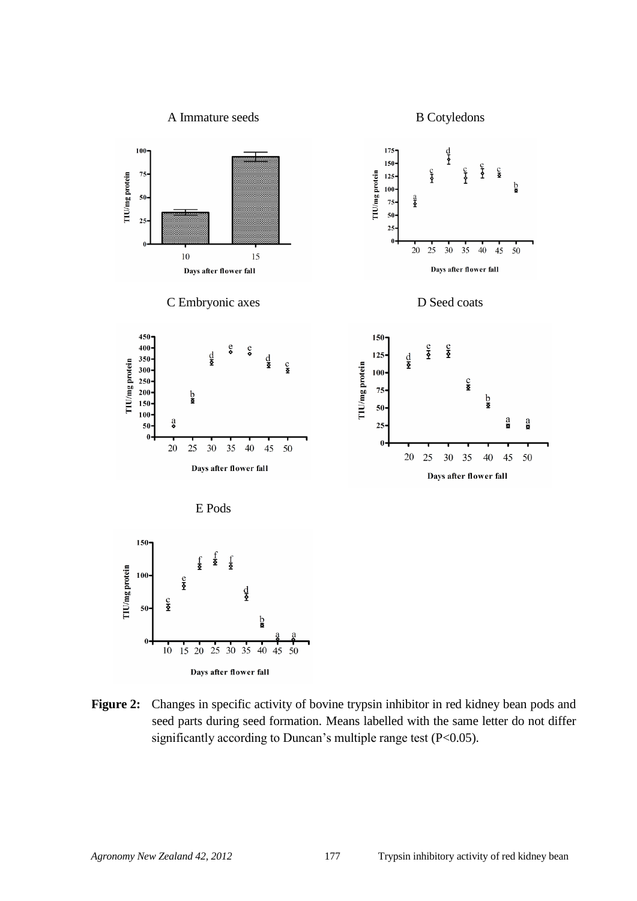**Figure 2:** Changes in specific activity of bovine trypsin inhibitor in red kidney bean pods and seed parts during seed formation. Means labelled with the same letter do not differ significantly according to Duncan's multiple range test (P<0.05).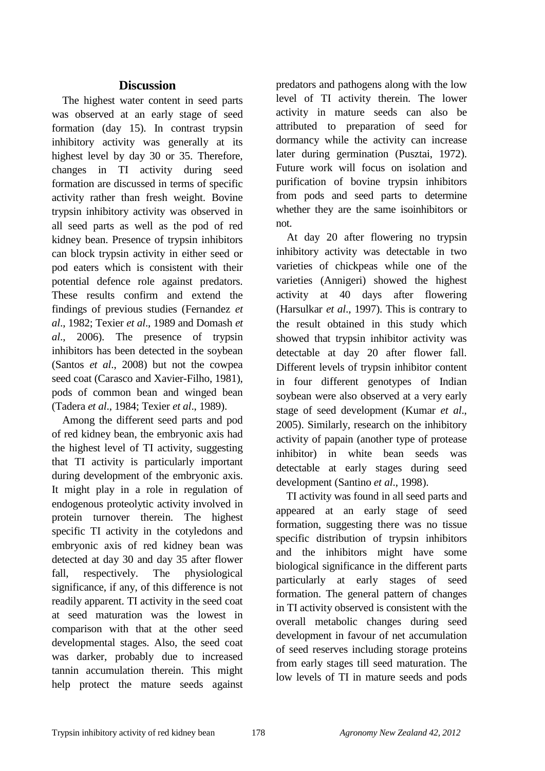## Discussion

The highest water content in seed parts was observed at an early stage of seed formation (day 15). In contrast trypsin inhibitory activity was generally at its highest level by day 30 or 35. Therefore, changes in TI activity during seed formation are discussed in terms of specific activity rather than fresh weight. Bovine trypsin inhibitory activity was observed in all seed parts as well as the pod of red kidney bean. Presence of trypsin inhibitors can block trypsin activity in either seed or pod eaters which is consistent with their potential defence role against predators. These results confirm and extend the findings of previous studies (Fernandez *et al*., 1982; Texier *et al*., 1989 and Domash *et al*., 2006). The presence of trypsin inhibitors has been detected in the soybean (Santos *et al*., 2008) but not the cowpea seed coat (Carasco and Xavier-Filho, 1981), pods of common bean and winged bean (Tadera *et al*., 1984; Texier *et al*., 1989).

Among the different seed parts and pod of red kidney bean, the embryonic axis had the highest level of TI activity, suggesting that TI activity is particularly important during development of the embryonic axis. It might play in a role in regulation of endogenous proteolytic activity involved in protein turnover therein. The highest specific TI activity in the cotyledons and embryonic axis of red kidney bean was detected at day 30 and day 35 after flower fall, respectively. The physiological significance, if any, of this difference is not readily apparent. TI activity in the seed coat at seed maturation was the lowest in comparison with that at the other seed developmental stages. Also, the seed coat was darker, probably due to increased tannin accumulation therein. This might help protect the mature seeds against predators and pathogens along with the low level of TI activity therein. The lower activity in mature seeds can also be attributed to preparation of seed for dormancy while the activity can increase later during germination (Pusztai, 1972). Future work will focus on isolation and purification of bovine trypsin inhibitors from pods and seed parts to determine whether they are the same isoinhibitors or not.

At day 20 after flowering no trypsin inhibitory activity was detectable in two varieties of chickpeas while one of the varieties (Annigeri) showed the highest activity at 40 days after flowering (Harsulkar *et al*., 1997). This is contrary to the result obtained in this study which showed that trypsin inhibitor activity was detectable at day 20 after flower fall. Different levels of trypsin inhibitor content in four different genotypes of Indian soybean were also observed at a very early stage of seed development (Kumar *et al*., 2005). Similarly, research on the inhibitory activity of papain (another type of protease inhibitor) in white bean seeds was detectable at early stages during seed development (Santino *et al*., 1998).

TI activity was found in all seed parts and appeared at an early stage of seed formation, suggesting there was no tissue specific distribution of trypsin inhibitors and the inhibitors might have some biological significance in the different parts particularly at early stages of seed formation. The general pattern of changes in TI activity observed is consistent with the overall metabolic changes during seed development in favour of net accumulation of seed reserves including storage proteins from early stages till seed maturation. The low levels of TI in mature seeds and pods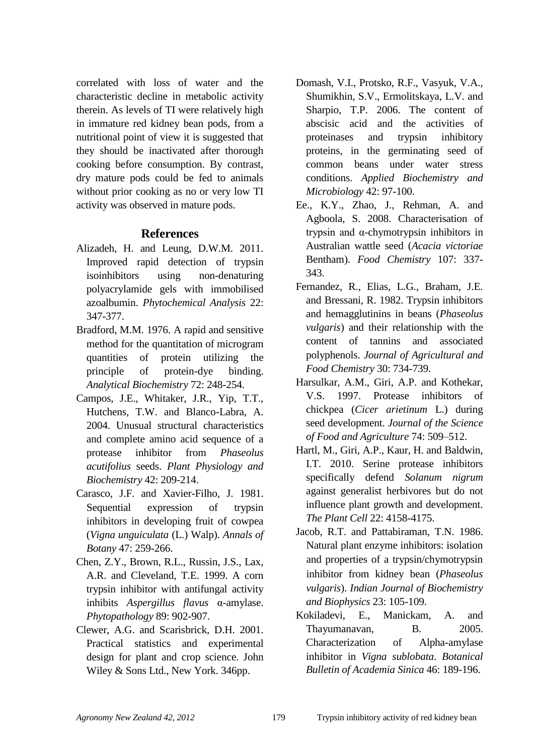correlated with loss of water and the characteristic decline in metabolic activity therein. As levels of TI were relatively high in immature red kidney bean pods, from a nutritional point of view it is suggested that they should be inactivated after thorough cooking before consumption. By contrast, dry mature pods could be fed to animals without prior cooking as no or very low TI activity was observed in mature pods.

## References

Alizadeh, H. and Leung, D.W.M. 2011. Improved rapid detection of trypsin isoinhibitors using non-denaturing polyacrylamide gels with immobilised azoalbumin. *Phytochemical Analysis* 22: 347-377.

Bradford, M.M. 1976. A rapid and sensitive method for the quantitation of microgram quantities of protein utilizing the principle of protein-dye binding. *Analytical Biochemistry* 72: 248-254.

Campos, J.E., Whitaker, J.R., Yip, T.T., Hutchens, T.W. and Blanco-Labra, A. 2004. Unusual structural characteristics and complete amino acid sequence of a protease inhibitor from *Phaseolus acutifolius* seeds. *Plant Physiology and Biochemistry* 42: 209-214.

Carasco, J.F. and Xavier-Filho, J. 1981. Sequential expression of trypsin inhibitors in developing fruit of cowpea (*Vigna unguiculata* (L.) Walp). *Annals of Botany* 47: 259-266.

Chen, Z.Y., Brown, R.L., Russin, J.S., Lax, A.R. and Cleveland, T.E. 1999. A corn trypsin inhibitor with antifungal activity inhibits *Aspergillus flavus* α-amylase. *Phytopathology* 89: 902-907.

Clewer, A.G. and Scarisbrick, D.H. 2001. Practical statistics and experimental design for plant and crop science. John Wiley & Sons Ltd., New York. 346pp.

Domash, V.I., Protsko, R.F., Vasyuk, V.A., Shumikhin, S.V., Ermolitskaya, L.V. and Sharpio, T.P. 2006. The content of abscisic acid and the activities of proteinases and trypsin inhibitory proteins, in the germinating seed of common beans under water stress conditions. *Applied Biochemistry and Microbiology* 42: 97-100.

Ee., K.Y., Zhao, J., Rehman, A. and Agboola, S. 2008. Characterisation of trypsin and α-chymotrypsin inhibitors in Australian wattle seed (*Acacia victoriae* Bentham). *Food Chemistry* 107: 337-343.

Fernandez, R., Elias, L.G., Braham, J.E. and Bressani, R. 1982. Trypsin inhibitors and hemagglutinins in beans (*Phaseolus vulgaris*) and their relationship with the content of tannins and associated polyphenols. *Journal of Agricultural and Food Chemistry* 30: 734-739.

Harsulkar, A.M., Giri, A.P. and Kothekar, V.S. 1997. Protease inhibitors of chickpea (*Cicer arietinum* L.) during seed development. *Journal of the Science of Food and Agriculture* 74: 509–512.

Hartl, M., Giri, A.P., Kaur, H. and Baldwin, I.T. 2010. Serine protease inhibitors specifically defend *Solanum nigrum* against generalist herbivores but do not influence plant growth and development. *The Plant Cell* 22: 4158-4175.

Jacob, R.T. and Pattabiraman, T.N. 1986. Natural plant enzyme inhibitors: isolation and properties of a trypsin/chymotrypsin inhibitor from kidney bean (*Phaseolus vulgaris*). *Indian Journal of Biochemistry and Biophysics* 23: 105-109.

Kokiladevi, E., Manickam, A. and Thayumanavan, B. 2005. Characterization of Alpha-amylase inhibitor in *Vigna sublobata*. *Botanical Bulletin of Academia Sinica* 46: 189-196.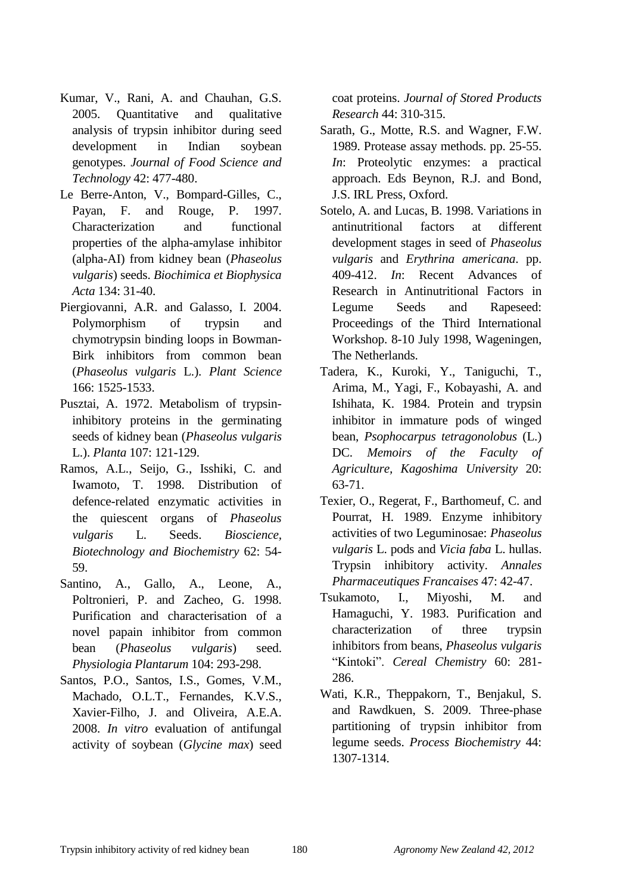Kumar, V., Rani, A. and Chauhan, G.S. 2005. Quantitative and qualitative analysis of trypsin inhibitor during seed development in Indian soybean genotypes. *Journal of Food Science and Technology* 42: 477-480.

Le Berre-Anton, V., Bompard-Gilles, C., Payan, F. and Rouge, P. 1997. Characterization and functional properties of the alpha-amylase inhibitor (alpha-AI) from kidney bean (*Phaseolus vulgaris*) seeds. *Biochimica et Biophysica Acta* 134: 31-40.

Piergiovanni, A.R. and Galasso, I. 2004. Polymorphism of trypsin and chymotrypsin binding loops in Bowman-Birk inhibitors from common bean (*Phaseolus vulgaris* L.). *Plant Science* 166: 1525-1533.

Pusztai, A. 1972. Metabolism of trypsin-inhibitory proteins in the germinating seeds of kidney bean (*Phaseolus vulgaris* L.). *Planta* 107: 121-129.

Ramos, A.L., Seijo, G., Isshiki, C. and Iwamoto, T. 1998. Distribution of defence-related enzymatic activities in the quiescent organs of *Phaseolus vulgaris* L. Seeds. *Bioscience, Biotechnology and Biochemistry* 62: 54-59.

Santino, A., Gallo, A., Leone, A., Poltronieri, P. and Zacheo, G. 1998. Purification and characterisation of a novel papain inhibitor from common bean (*Phaseolus vulgaris*) seed. *Physiologia Plantarum* 104: 293-298.

Santos, P.O., Santos, I.S., Gomes, V.M., Machado, O.L.T., Fernandes, K.V.S., Xavier-Filho, J. and Oliveira, A.E.A. 2008. *In vitro* evaluation of antifungal activity of soybean (*Glycine max*) seed coat proteins. *Journal of Stored Products Research* 44: 310-315.

Sarath, G., Motte, R.S. and Wagner, F.W. 1989. Protease assay methods. pp. 25-55. *In*: Proteolytic enzymes: a practical approach. Eds Beynon, R.J. and Bond, J.S. IRL Press, Oxford.

Sotelo, A. and Lucas, B. 1998. Variations in antinutritional factors at different development stages in seed of *Phaseolus vulgaris* and *Erythrina americana*. pp. 409-412. *In*: Recent Advances of Research in Antinutritional Factors in Legume Seeds and Rapeseed: Proceedings of the Third International Workshop. 8-10 July 1998, Wageningen, The Netherlands.

Tadera, K., Kuroki, Y., Taniguchi, T., Arima, M., Yagi, F., Kobayashi, A. and Ishihata, K. 1984. Protein and trypsin inhibitor in immature pods of winged bean, *Psophocarpus tetragonolobus* (L.) DC. *Memoirs of the Faculty of Agriculture, Kagoshima University* 20: 63-71.

Texier, O., Regerat, F., Barthomeuf, C. and Pourrat, H. 1989. Enzyme inhibitory activities of two Leguminosae: *Phaseolus vulgaris* L. pods and *Vicia faba* L. hullas. Trypsin inhibitory activity. *Annales Pharmaceutiques Francaises* 47: 42-47.

Tsukamoto, I., Miyoshi, M. and Hamaguchi, Y. 1983. Purification and characterization of three trypsin inhibitors from beans, *Phaseolus vulgaris* "Kintoki". *Cereal Chemistry* 60: 281-286.

Wati, K.R., Theppakorn, T., Benjakul, S. and Rawdkuen, S. 2009. Three-phase partitioning of trypsin inhibitor from legume seeds. *Process Biochemistry* 44: 1307-1314.